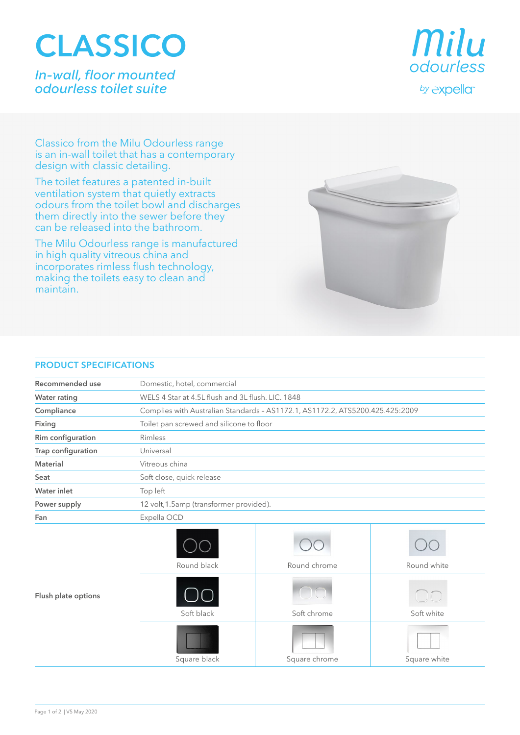# CLASSICO

*In-wall, floor mounted odourless toilet suite*

Milu odourless by expella™

Classico from the Milu Odourless range is an in-wall toilet that has a contemporary design with classic detailing.

The toilet features a patented in-built ventilation system that quietly extracts odours from the toilet bowl and discharges them directly into the sewer before they can be released into the bathroom.

The Milu Odourless range is manufactured in high quality vitreous china and incorporates rimless flush technology, making the toilets easy to clean and maintain.

## PRODUCT SPECIFICATIONS

| | |
|---|---|
| **Recommended use** | Domestic, hotel, commercial |
| **Water rating** | WELS 4 Star at 4.5L flush and 3L flush. LIC. 1848 |
| **Compliance** | Complies with Australian Standards – AS1172.1, AS1172.2, ATS5200.425.425:2009 |
| **Fixing** | Toilet pan screwed and silicone to floor |
| **Rim configuration** | Rimless |
| **Trap configuration** | Universal |
| **Material** | Vitreous china |
| **Seat** | Soft close, quick release |
| **Water inlet** | Top left |
| **Power supply** | 12 volt,1.5amp (transformer provided). |
| **Fan** | Expella OCD |

| | | | |
|---|---|---|---|
| **Flush plate options** | Round black | Round chrome | Round white |
| | Soft black | Soft chrome | Soft white |
| | Square black | Square chrome | Square white |

Page 1 of 2 | V5 May 2020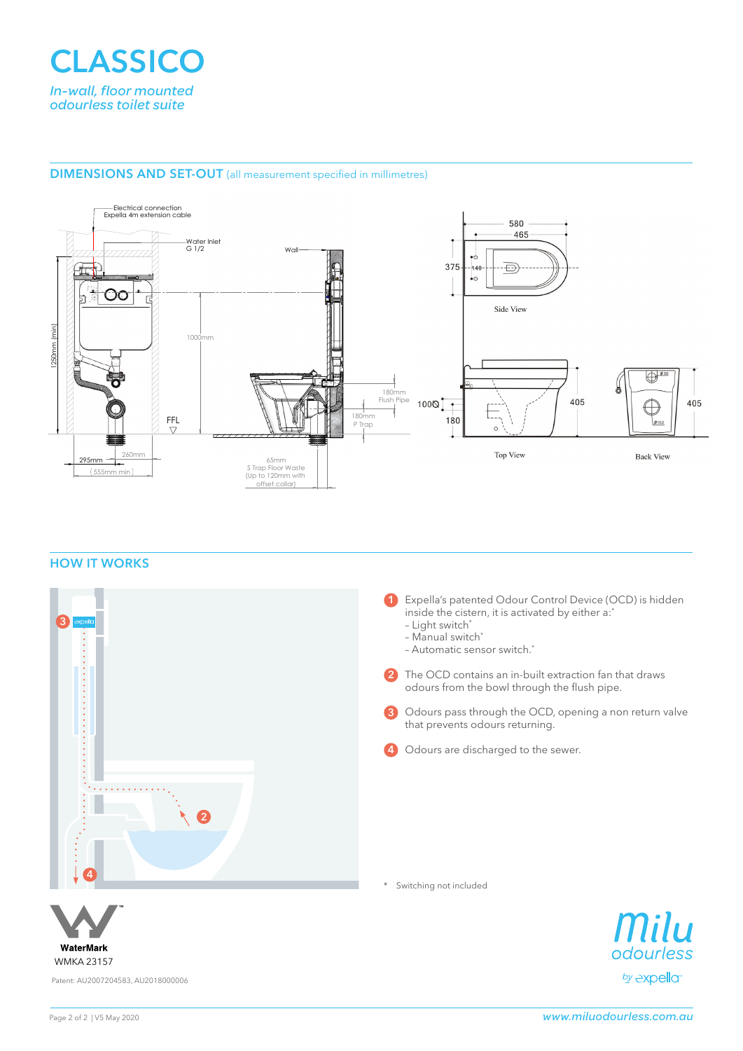# CLASSICO

*In-wall, floor mounted odourless toilet suite*

## DIMENSIONS AND SET-OUT (all measurement specified in millimetres)

Electrical connection
Expella 4m extension cable

Water Inlet
G 1/2

Wall

1250mm (min)

1000mm

FFL

295mm

260mm

(555mm min)

65mm
S Trap Floor Waste
(Up to 120mm with offset collar)

180mm
Flush Pipe

180mm
P Trap

580

465

375

140

Side View

100

180

405

Top View

405

Back View

## HOW IT WORKS

1. Expella's patented Odour Control Device (OCD) is hidden inside the cistern, it is activated by either a:*
   - Light switch*
   - Manual switch*
   - Automatic sensor switch.*
2. The OCD contains an in-built extraction fan that draws odours from the bowl through the flush pipe.
3. Odours pass through the OCD, opening a non return valve that prevents odours returning.
4. Odours are discharged to the sewer.

\* Switching not included

WaterMark
WMKA 23157

Patent: AU2007204583, AU2018000006

Milu odourless by expella

www.miluodourless.com.au